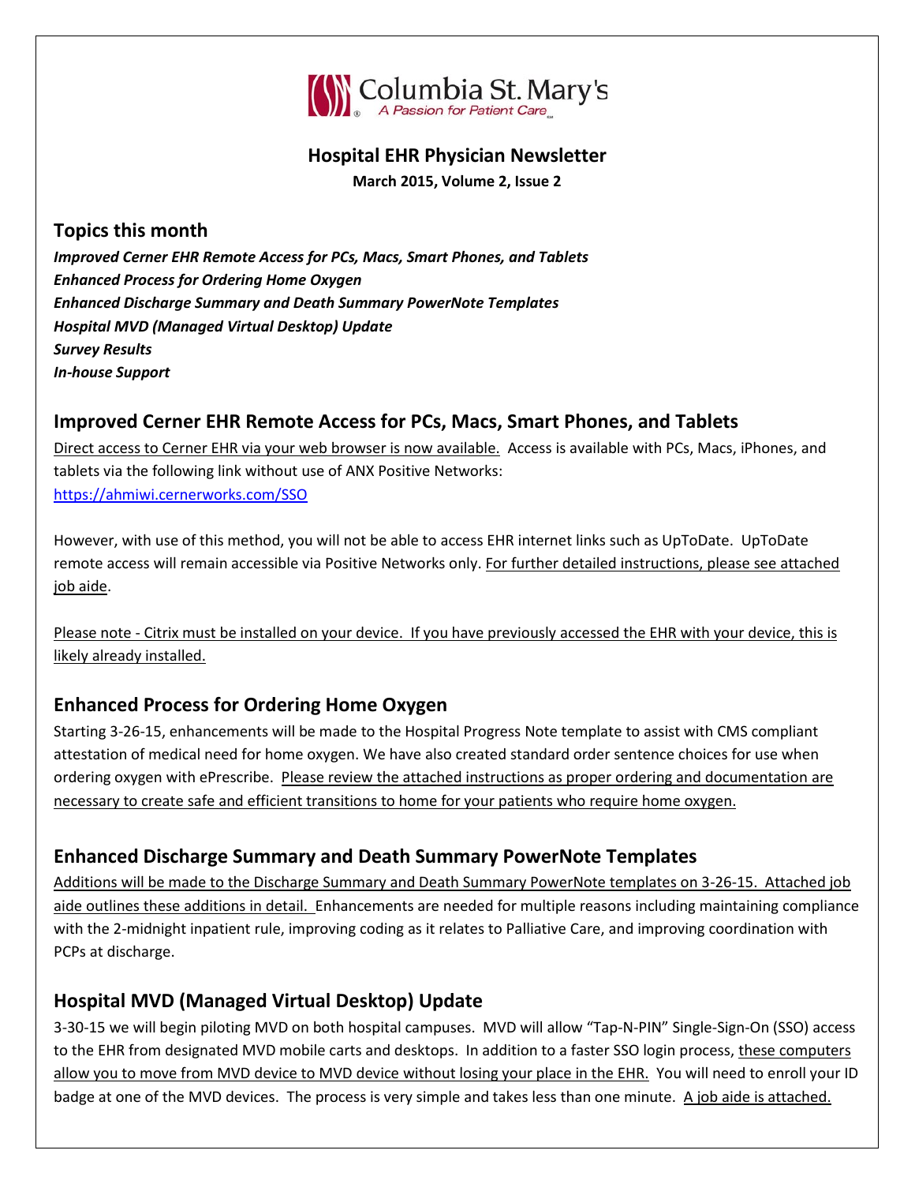Columbia St. Mary's

A Passion for Patient Care

# Hospital EHR Physician Newsletter

**March 2015, Volume 2, Issue 2**

## Topics this month

***Improved Cerner EHR Remote Access for PCs, Macs, Smart Phones, and Tablets***
***Enhanced Process for Ordering Home Oxygen***
***Enhanced Discharge Summary and Death Summary PowerNote Templates***
***Hospital MVD (Managed Virtual Desktop) Update***
***Survey Results***
***In-house Support***

## Improved Cerner EHR Remote Access for PCs, Macs, Smart Phones, and Tablets

Direct access to Cerner EHR via your web browser is now available. Access is available with PCs, Macs, iPhones, and tablets via the following link without use of ANX Positive Networks:
https://ahmiwi.cernerworks.com/SSO

However, with use of this method, you will not be able to access EHR internet links such as UpToDate. UpToDate remote access will remain accessible via Positive Networks only. For further detailed instructions, please see attached job aide.

Please note - Citrix must be installed on your device. If you have previously accessed the EHR with your device, this is likely already installed.

## Enhanced Process for Ordering Home Oxygen

Starting 3-26-15, enhancements will be made to the Hospital Progress Note template to assist with CMS compliant attestation of medical need for home oxygen. We have also created standard order sentence choices for use when ordering oxygen with ePrescribe. Please review the attached instructions as proper ordering and documentation are necessary to create safe and efficient transitions to home for your patients who require home oxygen.

## Enhanced Discharge Summary and Death Summary PowerNote Templates

Additions will be made to the Discharge Summary and Death Summary PowerNote templates on 3-26-15. Attached job aide outlines these additions in detail. Enhancements are needed for multiple reasons including maintaining compliance with the 2-midnight inpatient rule, improving coding as it relates to Palliative Care, and improving coordination with PCPs at discharge.

## Hospital MVD (Managed Virtual Desktop) Update

3-30-15 we will begin piloting MVD on both hospital campuses. MVD will allow "Tap-N-PIN" Single-Sign-On (SSO) access to the EHR from designated MVD mobile carts and desktops. In addition to a faster SSO login process, these computers allow you to move from MVD device to MVD device without losing your place in the EHR. You will need to enroll your ID badge at one of the MVD devices. The process is very simple and takes less than one minute. A job aide is attached.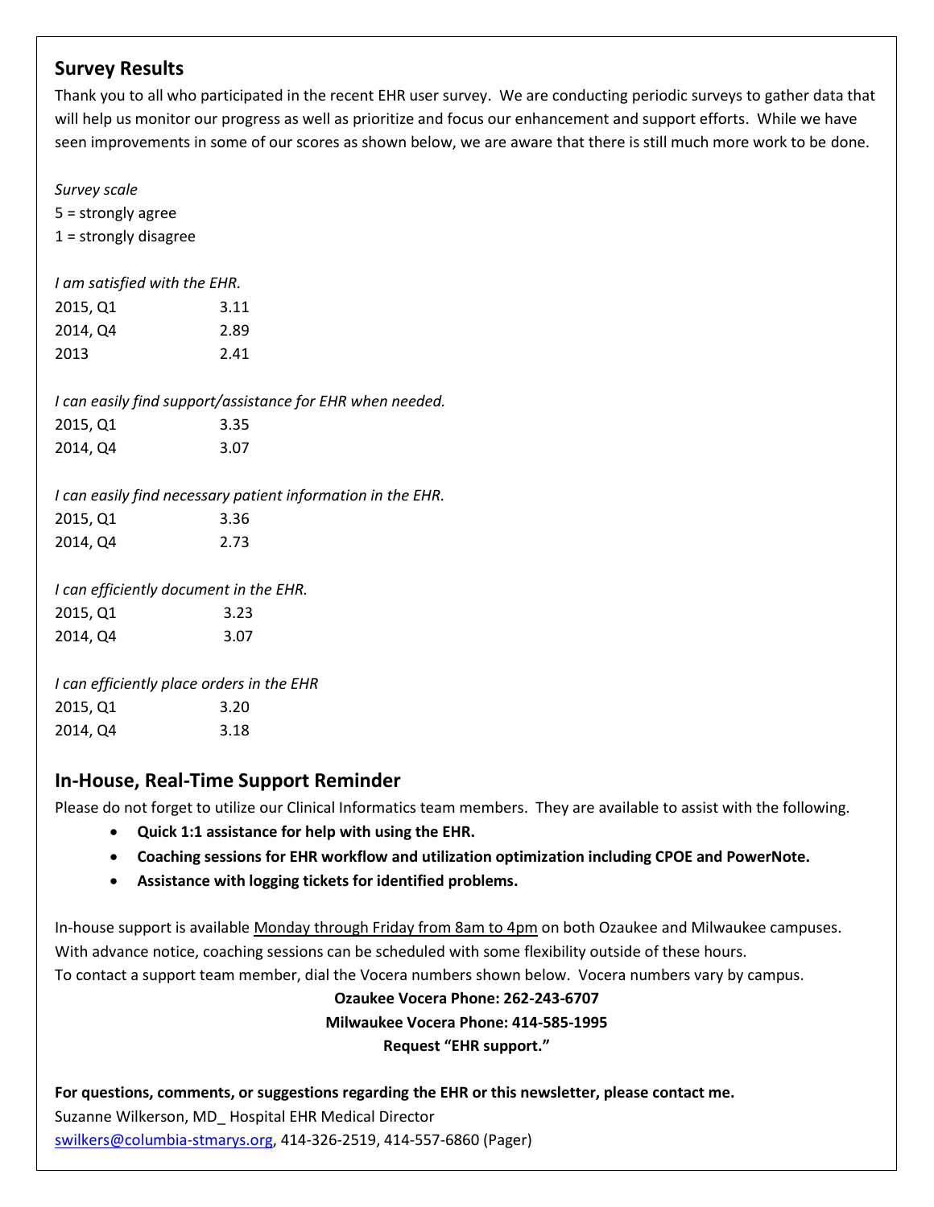## Survey Results

Thank you to all who participated in the recent EHR user survey. We are conducting periodic surveys to gather data that will help us monitor our progress as well as prioritize and focus our enhancement and support efforts. While we have seen improvements in some of our scores as shown below, we are aware that there is still much more work to be done.

*Survey scale*
5 = strongly agree
1 = strongly disagree

*I am satisfied with the EHR.*

| | |
|---|---|
| 2015, Q1 | 3.11 |
| 2014, Q4 | 2.89 |
| 2013 | 2.41 |

*I can easily find support/assistance for EHR when needed.*

| | |
|---|---|
| 2015, Q1 | 3.35 |
| 2014, Q4 | 3.07 |

*I can easily find necessary patient information in the EHR.*

| | |
|---|---|
| 2015, Q1 | 3.36 |
| 2014, Q4 | 2.73 |

*I can efficiently document in the EHR.*

| | |
|---|---|
| 2015, Q1 | 3.23 |
| 2014, Q4 | 3.07 |

*I can efficiently place orders in the EHR*

| | |
|---|---|
| 2015, Q1 | 3.20 |
| 2014, Q4 | 3.18 |

## In-House, Real-Time Support Reminder

Please do not forget to utilize our Clinical Informatics team members. They are available to assist with the following.

- **Quick 1:1 assistance for help with using the EHR.**
- **Coaching sessions for EHR workflow and utilization optimization including CPOE and PowerNote.**
- **Assistance with logging tickets for identified problems.**

In-house support is available Monday through Friday from 8am to 4pm on both Ozaukee and Milwaukee campuses. With advance notice, coaching sessions can be scheduled with some flexibility outside of these hours.
To contact a support team member, dial the Vocera numbers shown below. Vocera numbers vary by campus.

**Ozaukee Vocera Phone: 262-243-6707**
**Milwaukee Vocera Phone: 414-585-1995**
**Request "EHR support."**

**For questions, comments, or suggestions regarding the EHR or this newsletter, please contact me.**
Suzanne Wilkerson, MD_ Hospital EHR Medical Director
swilkers@columbia-stmarys.org, 414-326-2519, 414-557-6860 (Pager)